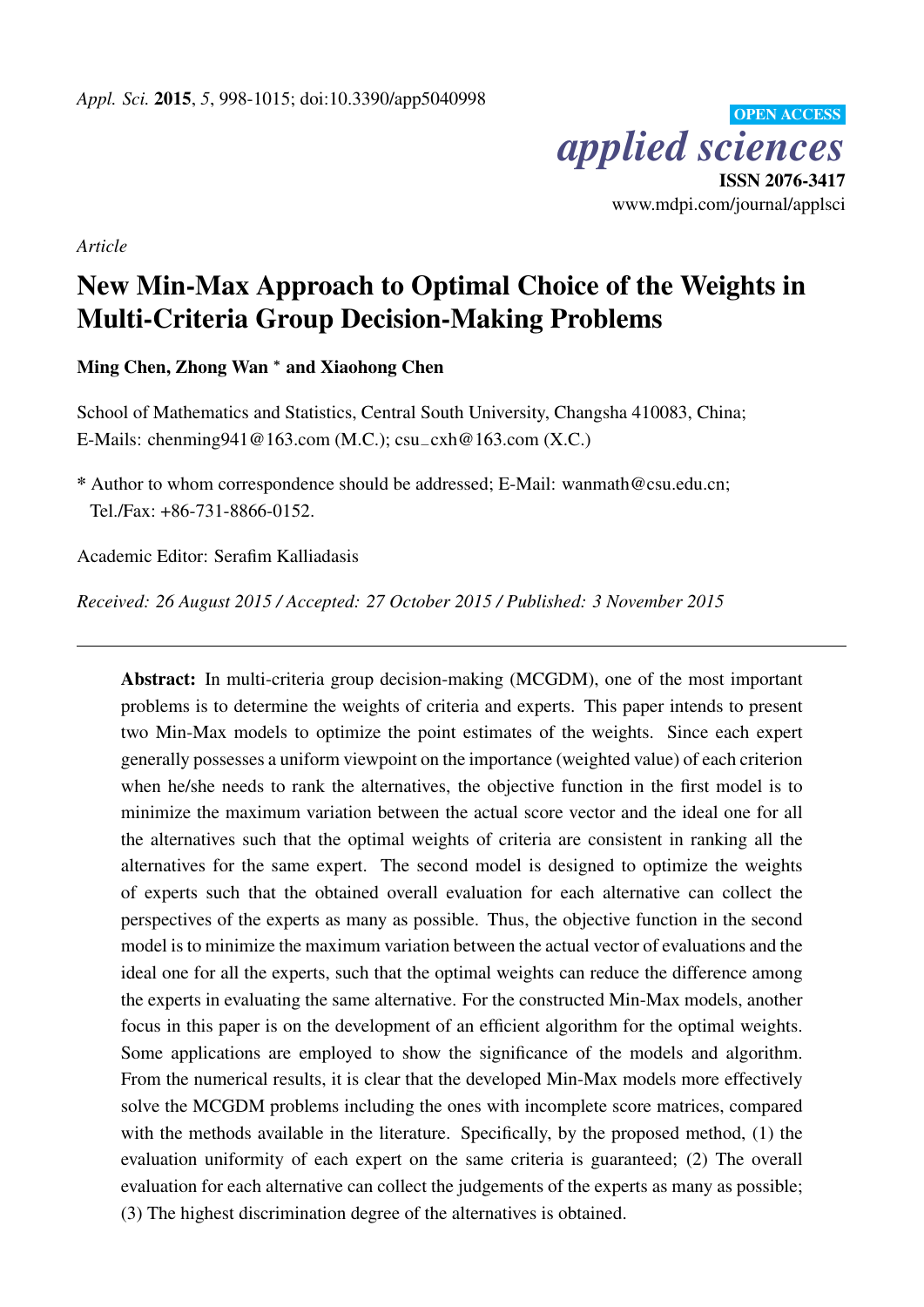*Article*

# New Min-Max Approach to Optimal Choice of the Weights in Multi-Criteria Group Decision-Making Problems

**Ming Chen, Zhong Wan * and Xiaohong Chen**

School of Mathematics and Statistics, Central South University, Changsha 410083, China;
E-Mails: chenming941@163.com (M.C.); csu_cxh@163.com (X.C.)

* Author to whom correspondence should be addressed; E-Mail: wanmath@csu.edu.cn;
Tel./Fax: +86-731-8866-0152.

Academic Editor: Serafim Kalliadasis

*Received: 26 August 2015 / Accepted: 27 October 2015 / Published: 3 November 2015*

---

**Abstract:** In multi-criteria group decision-making (MCGDM), one of the most important problems is to determine the weights of criteria and experts. This paper intends to present two Min-Max models to optimize the point estimates of the weights. Since each expert generally possesses a uniform viewpoint on the importance (weighted value) of each criterion when he/she needs to rank the alternatives, the objective function in the first model is to minimize the maximum variation between the actual score vector and the ideal one for all the alternatives such that the optimal weights of criteria are consistent in ranking all the alternatives for the same expert. The second model is designed to optimize the weights of experts such that the obtained overall evaluation for each alternative can collect the perspectives of the experts as many as possible. Thus, the objective function in the second model is to minimize the maximum variation between the actual vector of evaluations and the ideal one for all the experts, such that the optimal weights can reduce the difference among the experts in evaluating the same alternative. For the constructed Min-Max models, another focus in this paper is on the development of an efficient algorithm for the optimal weights. Some applications are employed to show the significance of the models and algorithm. From the numerical results, it is clear that the developed Min-Max models more effectively solve the MCGDM problems including the ones with incomplete score matrices, compared with the methods available in the literature. Specifically, by the proposed method, (1) the evaluation uniformity of each expert on the same criteria is guaranteed; (2) The overall evaluation for each alternative can collect the judgements of the experts as many as possible; (3) The highest discrimination degree of the alternatives is obtained.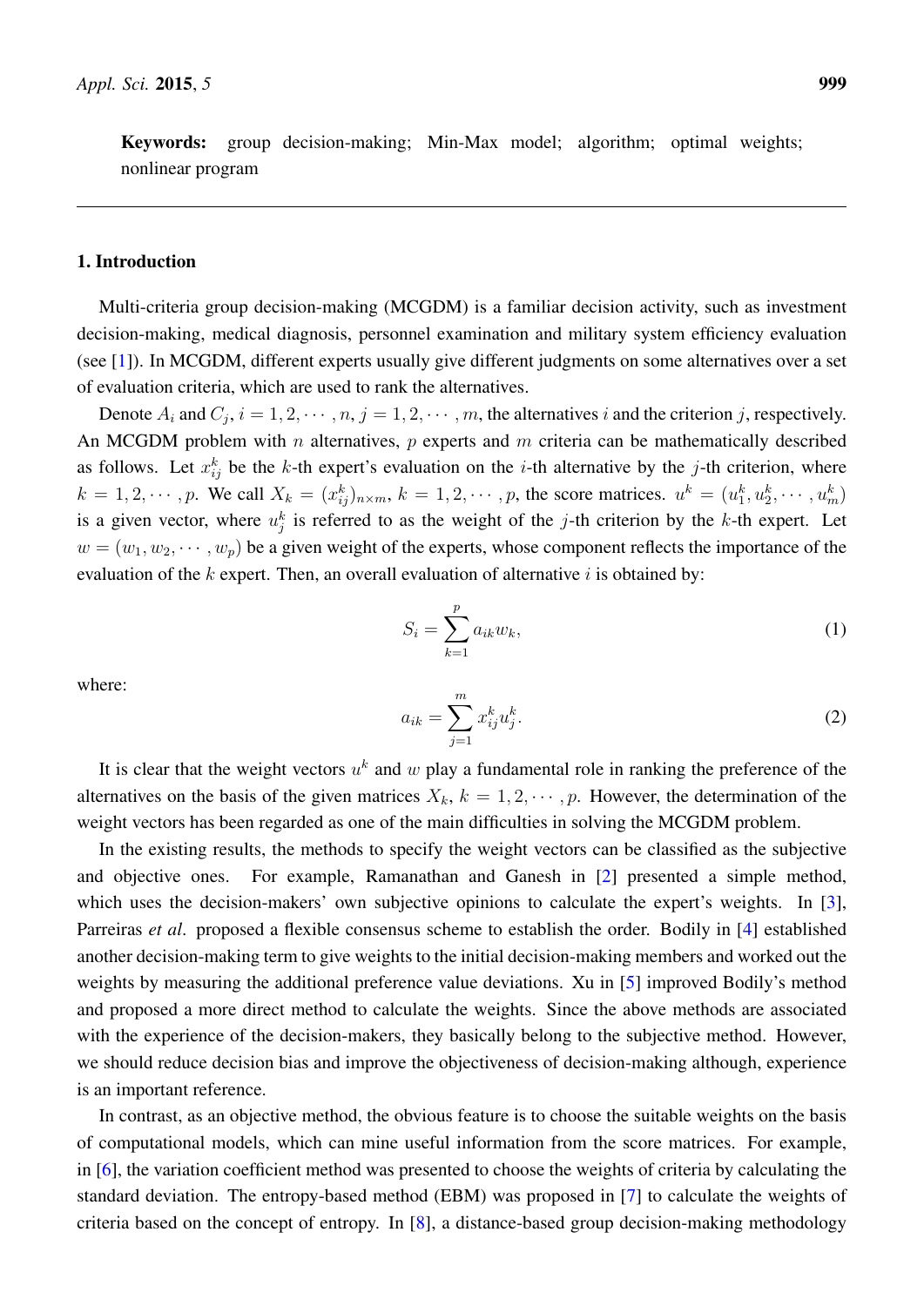**Keywords:** group decision-making; Min-Max model; algorithm; optimal weights; nonlinear program

## 1. Introduction

Multi-criteria group decision-making (MCGDM) is a familiar decision activity, such as investment decision-making, medical diagnosis, personnel examination and military system efficiency evaluation (see [1]). In MCGDM, different experts usually give different judgments on some alternatives over a set of evaluation criteria, which are used to rank the alternatives.

Denote $A_i$ and $C_j$, $i = 1, 2, \cdots, n$, $j = 1, 2, \cdots, m$, the alternatives $i$ and the criterion $j$, respectively. An MCGDM problem with $n$ alternatives, $p$ experts and $m$ criteria can be mathematically described as follows. Let $x_{ij}^k$ be the $k$-th expert's evaluation on the $i$-th alternative by the $j$-th criterion, where $k = 1, 2, \cdots, p$. We call $X_k = (x_{ij}^k)_{n\times m}$, $k = 1, 2, \cdots, p$, the score matrices. $u^k = (u_1^k, u_2^k, \cdots, u_m^k)$ is a given vector, where $u_j^k$ is referred to as the weight of the $j$-th criterion by the $k$-th expert. Let $w = (w_1, w_2, \cdots, w_p)$ be a given weight of the experts, whose component reflects the importance of the evaluation of the $k$ expert. Then, an overall evaluation of alternative $i$ is obtained by:

$$S_i = \sum_{k=1}^{p} a_{ik} w_k, \tag{1}$$

where:

$$a_{ik} = \sum_{j=1}^{m} x_{ij}^k u_j^k. \tag{2}$$

It is clear that the weight vectors $u^k$ and $w$ play a fundamental role in ranking the preference of the alternatives on the basis of the given matrices $X_k$, $k = 1, 2, \cdots, p$. However, the determination of the weight vectors has been regarded as one of the main difficulties in solving the MCGDM problem.

In the existing results, the methods to specify the weight vectors can be classified as the subjective and objective ones. For example, Ramanathan and Ganesh in [2] presented a simple method, which uses the decision-makers' own subjective opinions to calculate the expert's weights. In [3], Parreiras *et al.* proposed a flexible consensus scheme to establish the order. Bodily in [4] established another decision-making term to give weights to the initial decision-making members and worked out the weights by measuring the additional preference value deviations. Xu in [5] improved Bodily's method and proposed a more direct method to calculate the weights. Since the above methods are associated with the experience of the decision-makers, they basically belong to the subjective method. However, we should reduce decision bias and improve the objectiveness of decision-making although, experience is an important reference.

In contrast, as an objective method, the obvious feature is to choose the suitable weights on the basis of computational models, which can mine useful information from the score matrices. For example, in [6], the variation coefficient method was presented to choose the weights of criteria by calculating the standard deviation. The entropy-based method (EBM) was proposed in [7] to calculate the weights of criteria based on the concept of entropy. In [8], a distance-based group decision-making methodology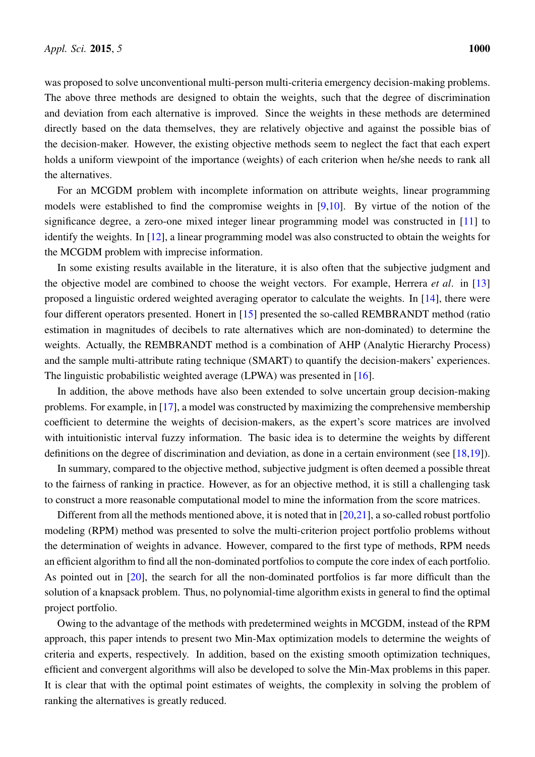was proposed to solve unconventional multi-person multi-criteria emergency decision-making problems. The above three methods are designed to obtain the weights, such that the degree of discrimination and deviation from each alternative is improved. Since the weights in these methods are determined directly based on the data themselves, they are relatively objective and against the possible bias of the decision-maker. However, the existing objective methods seem to neglect the fact that each expert holds a uniform viewpoint of the importance (weights) of each criterion when he/she needs to rank all the alternatives.

For an MCGDM problem with incomplete information on attribute weights, linear programming models were established to find the compromise weights in [9,10]. By virtue of the notion of the significance degree, a zero-one mixed integer linear programming model was constructed in [11] to identify the weights. In [12], a linear programming model was also constructed to obtain the weights for the MCGDM problem with imprecise information.

In some existing results available in the literature, it is also often that the subjective judgment and the objective model are combined to choose the weight vectors. For example, Herrera *et al*. in [13] proposed a linguistic ordered weighted averaging operator to calculate the weights. In [14], there were four different operators presented. Honert in [15] presented the so-called REMBRANDT method (ratio estimation in magnitudes of decibels to rate alternatives which are non-dominated) to determine the weights. Actually, the REMBRANDT method is a combination of AHP (Analytic Hierarchy Process) and the sample multi-attribute rating technique (SMART) to quantify the decision-makers' experiences. The linguistic probabilistic weighted average (LPWA) was presented in [16].

In addition, the above methods have also been extended to solve uncertain group decision-making problems. For example, in [17], a model was constructed by maximizing the comprehensive membership coefficient to determine the weights of decision-makers, as the expert's score matrices are involved with intuitionistic interval fuzzy information. The basic idea is to determine the weights by different definitions on the degree of discrimination and deviation, as done in a certain environment (see [18,19]).

In summary, compared to the objective method, subjective judgment is often deemed a possible threat to the fairness of ranking in practice. However, as for an objective method, it is still a challenging task to construct a more reasonable computational model to mine the information from the score matrices.

Different from all the methods mentioned above, it is noted that in [20,21], a so-called robust portfolio modeling (RPM) method was presented to solve the multi-criterion project portfolio problems without the determination of weights in advance. However, compared to the first type of methods, RPM needs an efficient algorithm to find all the non-dominated portfolios to compute the core index of each portfolio. As pointed out in [20], the search for all the non-dominated portfolios is far more difficult than the solution of a knapsack problem. Thus, no polynomial-time algorithm exists in general to find the optimal project portfolio.

Owing to the advantage of the methods with predetermined weights in MCGDM, instead of the RPM approach, this paper intends to present two Min-Max optimization models to determine the weights of criteria and experts, respectively. In addition, based on the existing smooth optimization techniques, efficient and convergent algorithms will also be developed to solve the Min-Max problems in this paper. It is clear that with the optimal point estimates of weights, the complexity in solving the problem of ranking the alternatives is greatly reduced.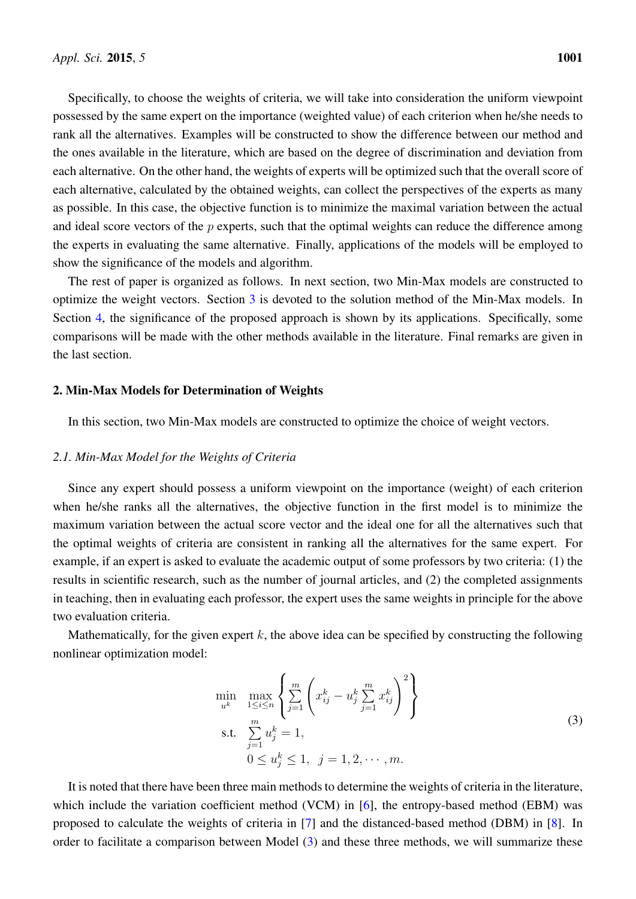Specifically, to choose the weights of criteria, we will take into consideration the uniform viewpoint possessed by the same expert on the importance (weighted value) of each criterion when he/she needs to rank all the alternatives. Examples will be constructed to show the difference between our method and the ones available in the literature, which are based on the degree of discrimination and deviation from each alternative. On the other hand, the weights of experts will be optimized such that the overall score of each alternative, calculated by the obtained weights, can collect the perspectives of the experts as many as possible. In this case, the objective function is to minimize the maximal variation between the actual and ideal score vectors of the $p$ experts, such that the optimal weights can reduce the difference among the experts in evaluating the same alternative. Finally, applications of the models will be employed to show the significance of the models and algorithm.

The rest of paper is organized as follows. In next section, two Min-Max models are constructed to optimize the weight vectors. Section 3 is devoted to the solution method of the Min-Max models. In Section 4, the significance of the proposed approach is shown by its applications. Specifically, some comparisons will be made with the other methods available in the literature. Final remarks are given in the last section.

## 2. Min-Max Models for Determination of Weights

In this section, two Min-Max models are constructed to optimize the choice of weight vectors.

### 2.1. Min-Max Model for the Weights of Criteria

Since any expert should possess a uniform viewpoint on the importance (weight) of each criterion when he/she ranks all the alternatives, the objective function in the first model is to minimize the maximum variation between the actual score vector and the ideal one for all the alternatives such that the optimal weights of criteria are consistent in ranking all the alternatives for the same expert. For example, if an expert is asked to evaluate the academic output of some professors by two criteria: (1) the results in scientific research, such as the number of journal articles, and (2) the completed assignments in teaching, then in evaluating each professor, the expert uses the same weights in principle for the above two evaluation criteria.

Mathematically, for the given expert $k$, the above idea can be specified by constructing the following nonlinear optimization model:

$$
\begin{aligned}
\min_{u^k} \quad & \max_{1 \le i \le n} \left\{ \sum_{j=1}^{m} \left( x_{ij}^k - u_j^k \sum_{j=1}^{m} x_{ij}^k \right)^2 \right\} \\
\text{s.t.} \quad & \sum_{j=1}^{m} u_j^k = 1, \\
& 0 \le u_j^k \le 1, \;\; j = 1, 2, \cdots, m.
\end{aligned}
\tag{3}
$$

It is noted that there have been three main methods to determine the weights of criteria in the literature, which include the variation coefficient method (VCM) in [6], the entropy-based method (EBM) was proposed to calculate the weights of criteria in [7] and the distanced-based method (DBM) in [8]. In order to facilitate a comparison between Model (3) and these three methods, we will summarize these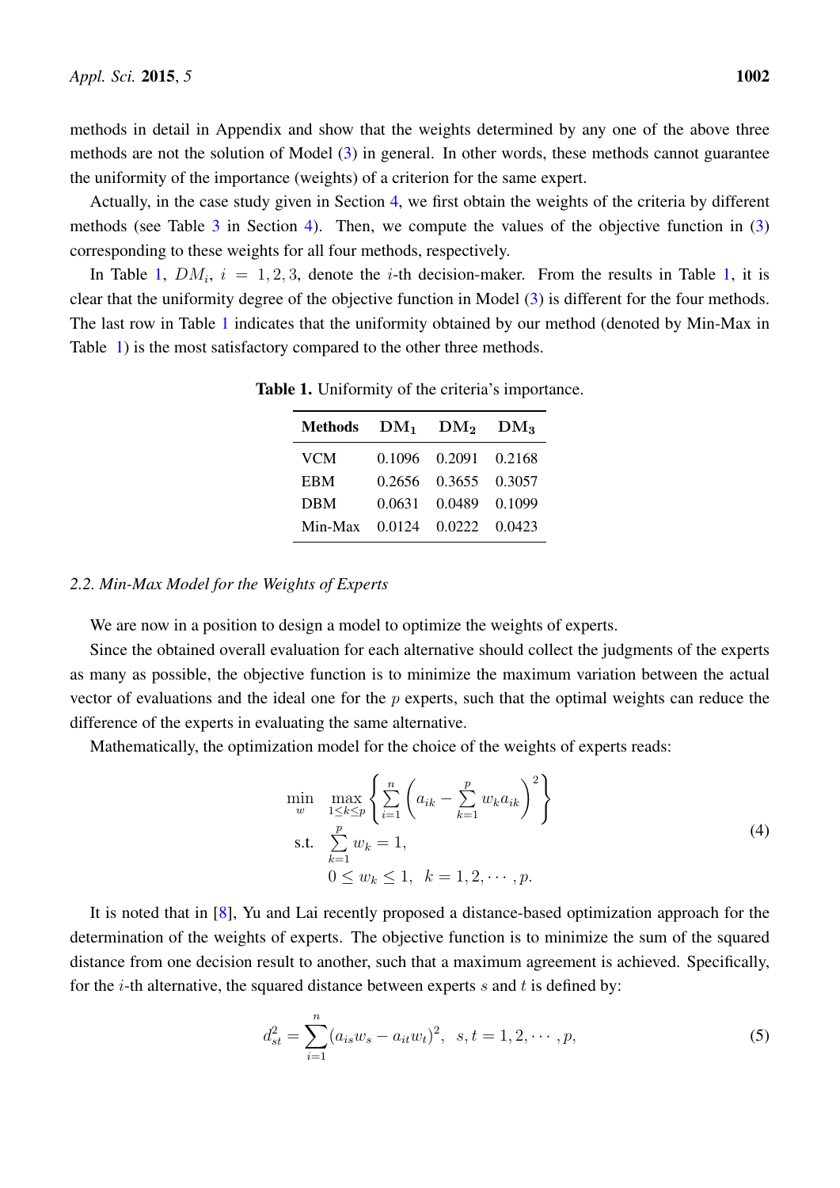methods in detail in Appendix and show that the weights determined by any one of the above three methods are not the solution of Model (3) in general. In other words, these methods cannot guarantee the uniformity of the importance (weights) of a criterion for the same expert.

Actually, in the case study given in Section 4, we first obtain the weights of the criteria by different methods (see Table 3 in Section 4). Then, we compute the values of the objective function in (3) corresponding to these weights for all four methods, respectively.

In Table 1, $DM_i$, $i = 1, 2, 3$, denote the $i$-th decision-maker. From the results in Table 1, it is clear that the uniformity degree of the objective function in Model (3) is different for the four methods. The last row in Table 1 indicates that the uniformity obtained by our method (denoted by Min-Max in Table 1) is the most satisfactory compared to the other three methods.

**Table 1.** Uniformity of the criteria's importance.

| Methods | $DM_1$ | $DM_2$ | $DM_3$ |
|---|---|---|---|
| VCM | 0.1096 | 0.2091 | 0.2168 |
| EBM | 0.2656 | 0.3655 | 0.3057 |
| DBM | 0.0631 | 0.0489 | 0.1099 |
| Min-Max | 0.0124 | 0.0222 | 0.0423 |

### 2.2. Min-Max Model for the Weights of Experts

We are now in a position to design a model to optimize the weights of experts.

Since the obtained overall evaluation for each alternative should collect the judgments of the experts as many as possible, the objective function is to minimize the maximum variation between the actual vector of evaluations and the ideal one for the $p$ experts, such that the optimal weights can reduce the difference of the experts in evaluating the same alternative.

Mathematically, the optimization model for the choice of the weights of experts reads:

$$
\begin{aligned}
\min_{w} \quad & \max_{1 \le k \le p} \left\{ \sum_{i=1}^{n} \left( a_{ik} - \sum_{k=1}^{p} w_k a_{ik} \right)^2 \right\} \\
\text{s.t.} \quad & \sum_{k=1}^{p} w_k = 1, \\
& 0 \le w_k \le 1, \quad k = 1, 2, \cdots, p.
\end{aligned}
\tag{4}
$$

It is noted that in [8], Yu and Lai recently proposed a distance-based optimization approach for the determination of the weights of experts. The objective function is to minimize the sum of the squared distance from one decision result to another, such that a maximum agreement is achieved. Specifically, for the $i$-th alternative, the squared distance between experts $s$ and $t$ is defined by:

$$
d_{st}^2 = \sum_{i=1}^{n} (a_{is} w_s - a_{it} w_t)^2, \quad s, t = 1, 2, \cdots, p, \tag{5}
$$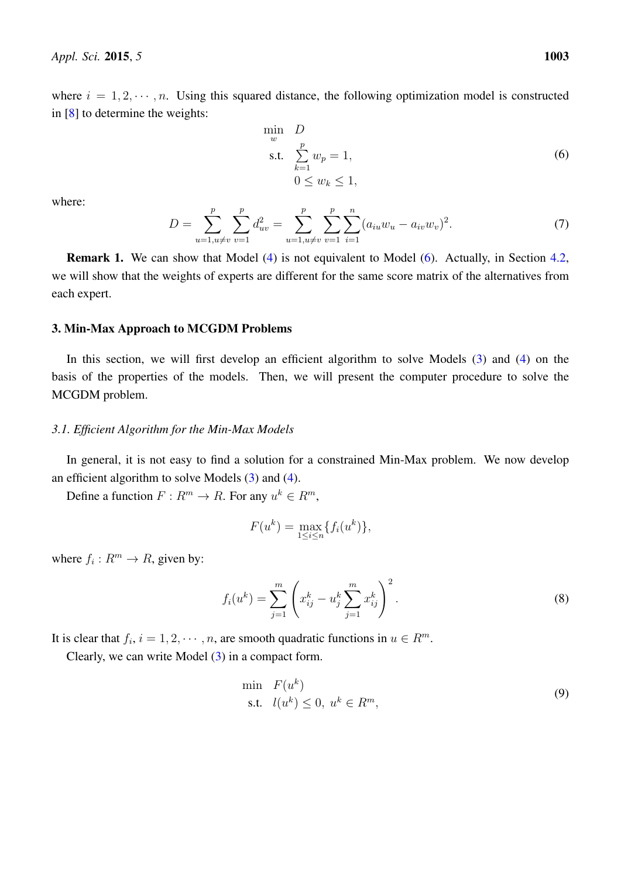where $i = 1, 2, \cdots, n$. Using this squared distance, the following optimization model is constructed in [8] to determine the weights:

$$
\begin{aligned}
\min_{w} \quad & D \\
\text{s.t.} \quad & \sum_{k=1}^{p} w_p = 1, \\
& 0 \leq w_k \leq 1,
\end{aligned}
\tag{6}
$$

where:

$$
D = \sum_{u=1, u \neq v}^{p} \sum_{v=1}^{p} d_{uv}^2 = \sum_{u=1, u \neq v}^{p} \sum_{v=1}^{p} \sum_{i=1}^{n} (a_{iu} w_u - a_{iv} w_v)^2. \tag{7}
$$

**Remark 1.** We can show that Model (4) is not equivalent to Model (6). Actually, in Section 4.2, we will show that the weights of experts are different for the same score matrix of the alternatives from each expert.

## 3. Min-Max Approach to MCGDM Problems

In this section, we will first develop an efficient algorithm to solve Models (3) and (4) on the basis of the properties of the models. Then, we will present the computer procedure to solve the MCGDM problem.

### *3.1. Efficient Algorithm for the Min-Max Models*

In general, it is not easy to find a solution for a constrained Min-Max problem. We now develop an efficient algorithm to solve Models (3) and (4).

Define a function $F : R^m \to R$. For any $u^k \in R^m$,

$$
F(u^k) = \max_{1 \leq i \leq n} \{f_i(u^k)\},
$$

where $f_i : R^m \to R$, given by:

$$
f_i(u^k) = \sum_{j=1}^{m} \left( x_{ij}^k - u_j^k \sum_{j=1}^{m} x_{ij}^k \right)^2. \tag{8}
$$

It is clear that $f_i$, $i = 1, 2, \cdots, n$, are smooth quadratic functions in $u \in R^m$.

Clearly, we can write Model (3) in a compact form.

$$
\begin{aligned}
\min \quad & F(u^k) \\
\text{s.t.} \quad & l(u^k) \leq 0, \; u^k \in R^m,
\end{aligned}
\tag{9}
$$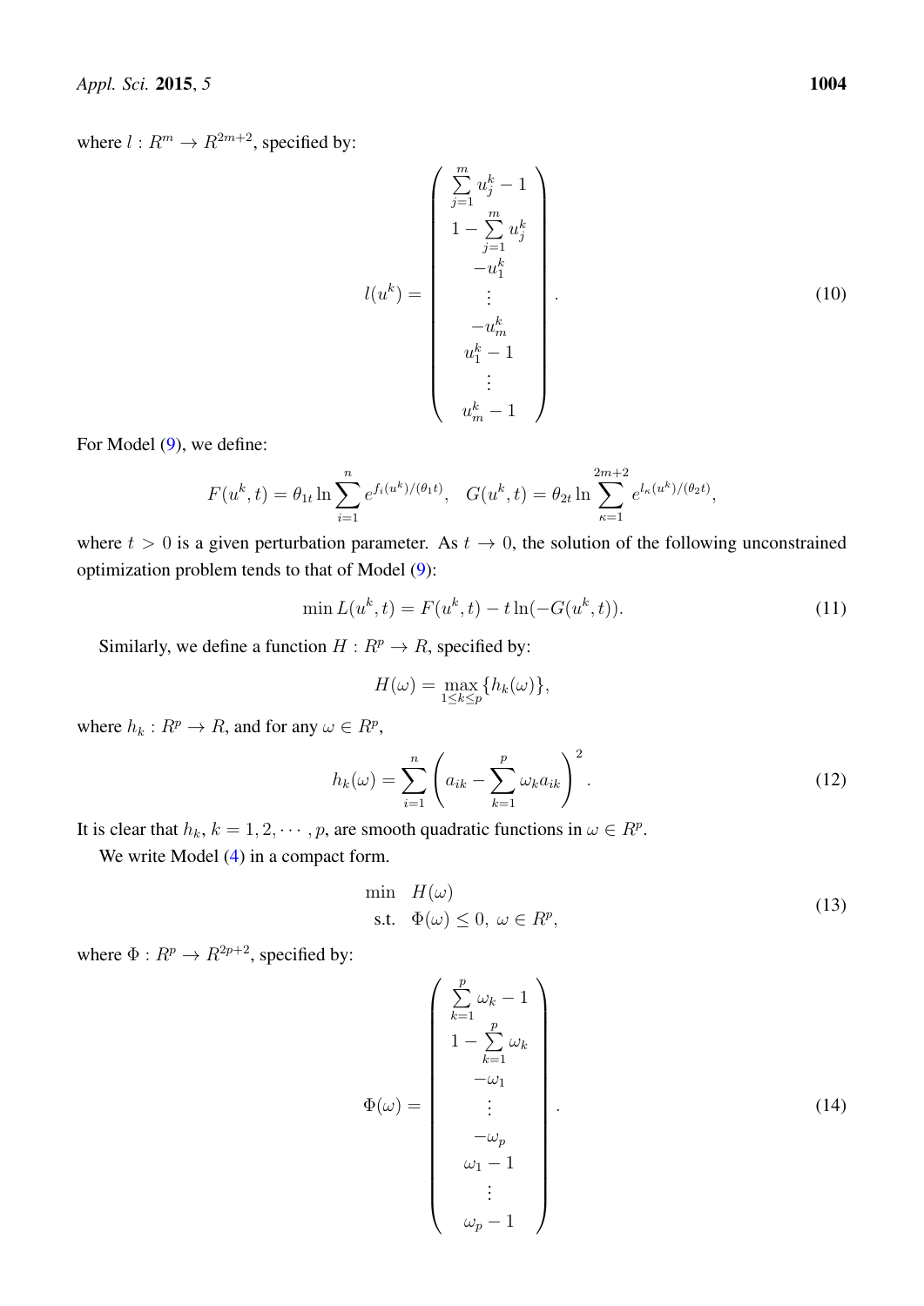where $l : R^m \to R^{2m+2}$, specified by:

$$
l(u^k) = \begin{pmatrix} \sum_{j=1}^{m} u_j^k - 1 \\ 1 - \sum_{j=1}^{m} u_j^k \\ -u_1^k \\ \vdots \\ -u_m^k \\ u_1^k - 1 \\ \vdots \\ u_m^k - 1 \end{pmatrix}. \tag{10}
$$

For Model (9), we define:

$$
F(u^k, t) = \theta_{1t} \ln \sum_{i=1}^{n} e^{f_i(u^k)/(\theta_1 t)}, \quad G(u^k, t) = \theta_{2t} \ln \sum_{\kappa=1}^{2m+2} e^{l_\kappa(u^k)/(\theta_2 t)},
$$

where $t > 0$ is a given perturbation parameter. As $t \to 0$, the solution of the following unconstrained optimization problem tends to that of Model (9):

$$
\min L(u^k, t) = F(u^k, t) - t \ln(-G(u^k, t)). \tag{11}
$$

Similarly, we define a function $H : R^p \to R$, specified by:

$$
H(\omega) = \max_{1 \le k \le p} \{h_k(\omega)\},
$$

where $h_k : R^p \to R$, and for any $\omega \in R^p$,

$$
h_k(\omega) = \sum_{i=1}^{n} \left( a_{ik} - \sum_{k=1}^{p} \omega_k a_{ik} \right)^2. \tag{12}
$$

It is clear that $h_k$, $k = 1, 2, \cdots, p$, are smooth quadratic functions in $\omega \in R^p$.

We write Model (4) in a compact form.

$$
\begin{aligned}
\min \quad & H(\omega) \\
\text{s.t.} \quad & \Phi(\omega) \le 0, \ \omega \in R^p,
\end{aligned} \tag{13}
$$

where $\Phi : R^p \to R^{2p+2}$, specified by:

$$
\Phi(\omega) = \begin{pmatrix} \sum_{k=1}^{p} \omega_k - 1 \\ 1 - \sum_{k=1}^{p} \omega_k \\ -\omega_1 \\ \vdots \\ -\omega_p \\ \omega_1 - 1 \\ \vdots \\ \omega_p - 1 \end{pmatrix}. \tag{14}
$$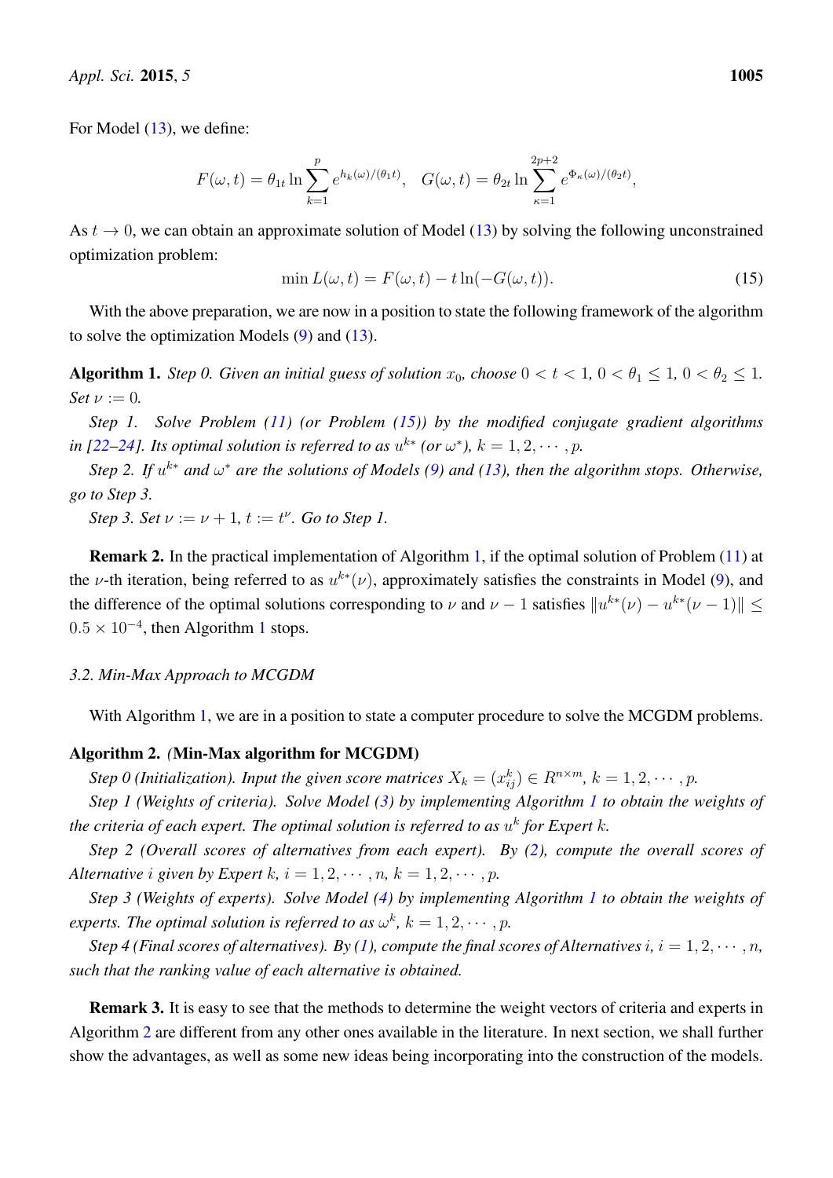For Model (13), we define:

$$F(\omega, t) = \theta_{1t} \ln \sum_{k=1}^{p} e^{h_k(\omega)/(\theta_1 t)}, \quad G(\omega, t) = \theta_{2t} \ln \sum_{\kappa=1}^{2p+2} e^{\Phi_\kappa(\omega)/(\theta_2 t)},$$

As $t \to 0$, we can obtain an approximate solution of Model (13) by solving the following unconstrained optimization problem:

$$\min L(\omega, t) = F(\omega, t) - t \ln(-G(\omega, t)). \tag{15}$$

With the above preparation, we are now in a position to state the following framework of the algorithm to solve the optimization Models (9) and (13).

**Algorithm 1.** *Step 0. Given an initial guess of solution $x_0$, choose $0 < t < 1$, $0 < \theta_1 \leq 1$, $0 < \theta_2 \leq 1$. Set $\nu := 0$.*

*Step 1. Solve Problem (11) (or Problem (15)) by the modified conjugate gradient algorithms in [22–24]. Its optimal solution is referred to as $u^{k*}$ (or $\omega^*$), $k = 1, 2, \cdots, p$.*

*Step 2. If $u^{k*}$ and $\omega^*$ are the solutions of Models (9) and (13), then the algorithm stops. Otherwise, go to Step 3.*

*Step 3. Set $\nu := \nu + 1$, $t := t^\nu$. Go to Step 1.*

**Remark 2.** In the practical implementation of Algorithm 1, if the optimal solution of Problem (11) at the $\nu$-th iteration, being referred to as $u^{k*}(\nu)$, approximately satisfies the constraints in Model (9), and the difference of the optimal solutions corresponding to $\nu$ and $\nu - 1$ satisfies $\|u^{k*}(\nu) - u^{k*}(\nu - 1)\| \leq 0.5 \times 10^{-4}$, then Algorithm 1 stops.

### *3.2. Min-Max Approach to MCGDM*

With Algorithm 1, we are in a position to state a computer procedure to solve the MCGDM problems.

**Algorithm 2.** *(***Min-Max algorithm for MCGDM***)*

*Step 0 (Initialization). Input the given score matrices $X_k = (x_{ij}^k) \in R^{n \times m}$, $k = 1, 2, \cdots, p$.*

*Step 1 (Weights of criteria). Solve Model (3) by implementing Algorithm 1 to obtain the weights of the criteria of each expert. The optimal solution is referred to as $u^k$ for Expert $k$.*

*Step 2 (Overall scores of alternatives from each expert). By (2), compute the overall scores of Alternative $i$ given by Expert $k$, $i = 1, 2, \cdots, n$, $k = 1, 2, \cdots, p$.*

*Step 3 (Weights of experts). Solve Model (4) by implementing Algorithm 1 to obtain the weights of experts. The optimal solution is referred to as $\omega^k$, $k = 1, 2, \cdots, p$.*

*Step 4 (Final scores of alternatives). By (1), compute the final scores of Alternatives $i$, $i = 1, 2, \cdots, n$, such that the ranking value of each alternative is obtained.*

**Remark 3.** It is easy to see that the methods to determine the weight vectors of criteria and experts in Algorithm 2 are different from any other ones available in the literature. In next section, we shall further show the advantages, as well as some new ideas being incorporating into the construction of the models.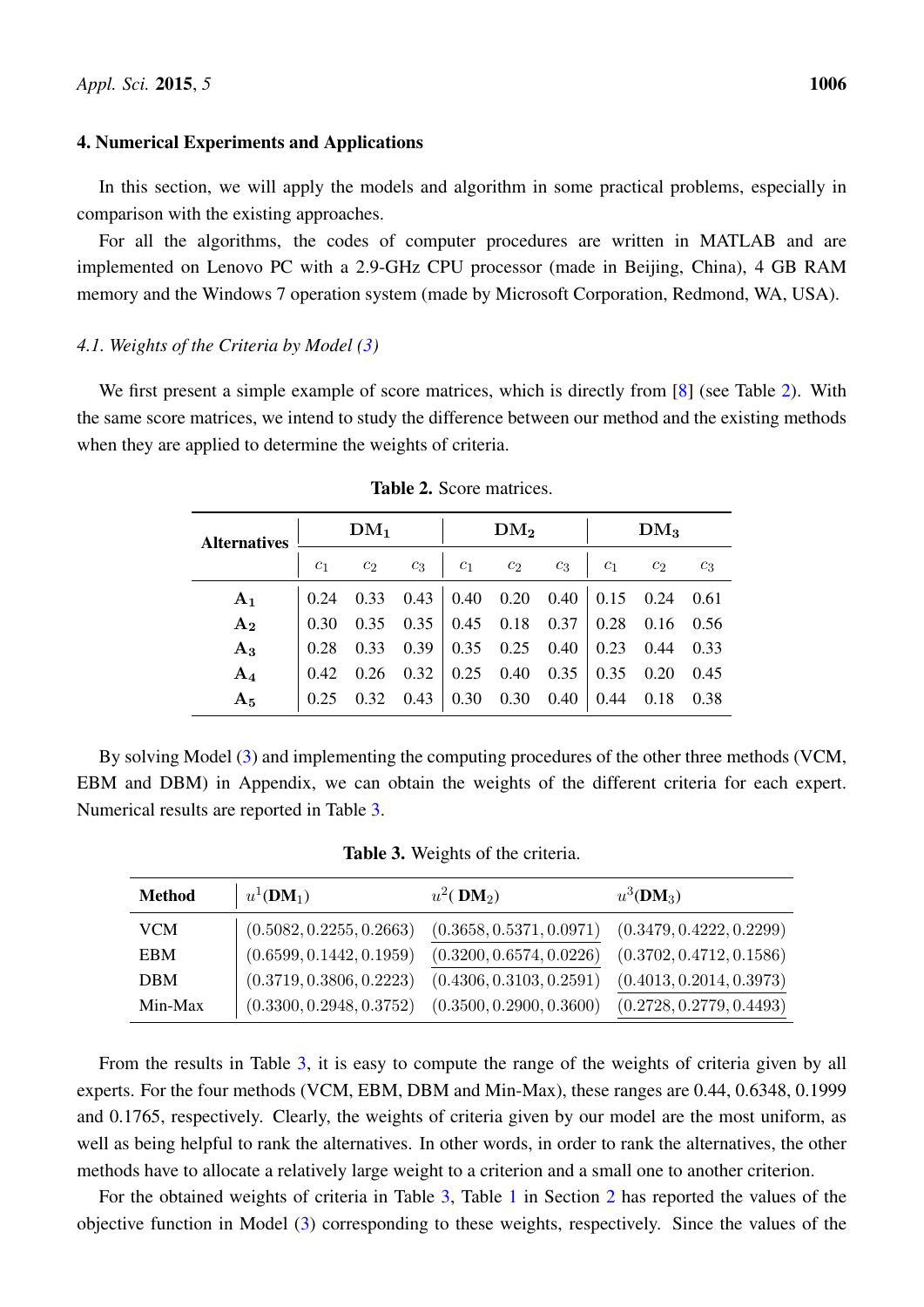## 4. Numerical Experiments and Applications

In this section, we will apply the models and algorithm in some practical problems, especially in comparison with the existing approaches.

For all the algorithms, the codes of computer procedures are written in MATLAB and are implemented on Lenovo PC with a 2.9-GHz CPU processor (made in Beijing, China), 4 GB RAM memory and the Windows 7 operation system (made by Microsoft Corporation, Redmond, WA, USA).

### *4.1. Weights of the Criteria by Model (3)*

We first present a simple example of score matrices, which is directly from [8] (see Table 2). With the same score matrices, we intend to study the difference between our method and the existing methods when they are applied to determine the weights of criteria.

**Table 2.** Score matrices.

| Alternatives | $\mathbf{DM_1}$ | | | $\mathbf{DM_2}$ | | | $\mathbf{DM_3}$ | | |
|---|---|---|---|---|---|---|---|---|---|
| | $c_1$ | $c_2$ | $c_3$ | $c_1$ | $c_2$ | $c_3$ | $c_1$ | $c_2$ | $c_3$ |
| $\mathbf{A_1}$ | 0.24 | 0.33 | 0.43 | 0.40 | 0.20 | 0.40 | 0.15 | 0.24 | 0.61 |
| $\mathbf{A_2}$ | 0.30 | 0.35 | 0.35 | 0.45 | 0.18 | 0.37 | 0.28 | 0.16 | 0.56 |
| $\mathbf{A_3}$ | 0.28 | 0.33 | 0.39 | 0.35 | 0.25 | 0.40 | 0.23 | 0.44 | 0.33 |
| $\mathbf{A_4}$ | 0.42 | 0.26 | 0.32 | 0.25 | 0.40 | 0.35 | 0.35 | 0.20 | 0.45 |
| $\mathbf{A_5}$ | 0.25 | 0.32 | 0.43 | 0.30 | 0.30 | 0.40 | 0.44 | 0.18 | 0.38 |

By solving Model (3) and implementing the computing procedures of the other three methods (VCM, EBM and DBM) in Appendix, we can obtain the weights of the different criteria for each expert. Numerical results are reported in Table 3.

**Table 3.** Weights of the criteria.

| Method | $u^1(\mathbf{DM}_1)$ | $u^2(\mathbf{DM}_2)$ | $u^3(\mathbf{DM}_3)$ |
|---|---|---|---|
| VCM | $(0.5082, 0.2255, 0.2663)$ | $(0.3658, 0.5371, 0.0971)$ | $(0.3479, 0.4222, 0.2299)$ |
| EBM | $(0.6599, 0.1442, 0.1959)$ | $(0.3200, 0.6574, 0.0226)$ | $(0.3702, 0.4712, 0.1586)$ |
| DBM | $(0.3719, 0.3806, 0.2223)$ | $(0.4306, 0.3103, 0.2591)$ | $(0.4013, 0.2014, 0.3973)$ |
| Min-Max | $(0.3300, 0.2948, 0.3752)$ | $(0.3500, 0.2900, 0.3600)$ | $(0.2728, 0.2779, 0.4493)$ |

From the results in Table 3, it is easy to compute the range of the weights of criteria given by all experts. For the four methods (VCM, EBM, DBM and Min-Max), these ranges are 0.44, 0.6348, 0.1999 and 0.1765, respectively. Clearly, the weights of criteria given by our model are the most uniform, as well as being helpful to rank the alternatives. In other words, in order to rank the alternatives, the other methods have to allocate a relatively large weight to a criterion and a small one to another criterion.

For the obtained weights of criteria in Table 3, Table 1 in Section 2 has reported the values of the objective function in Model (3) corresponding to these weights, respectively. Since the values of the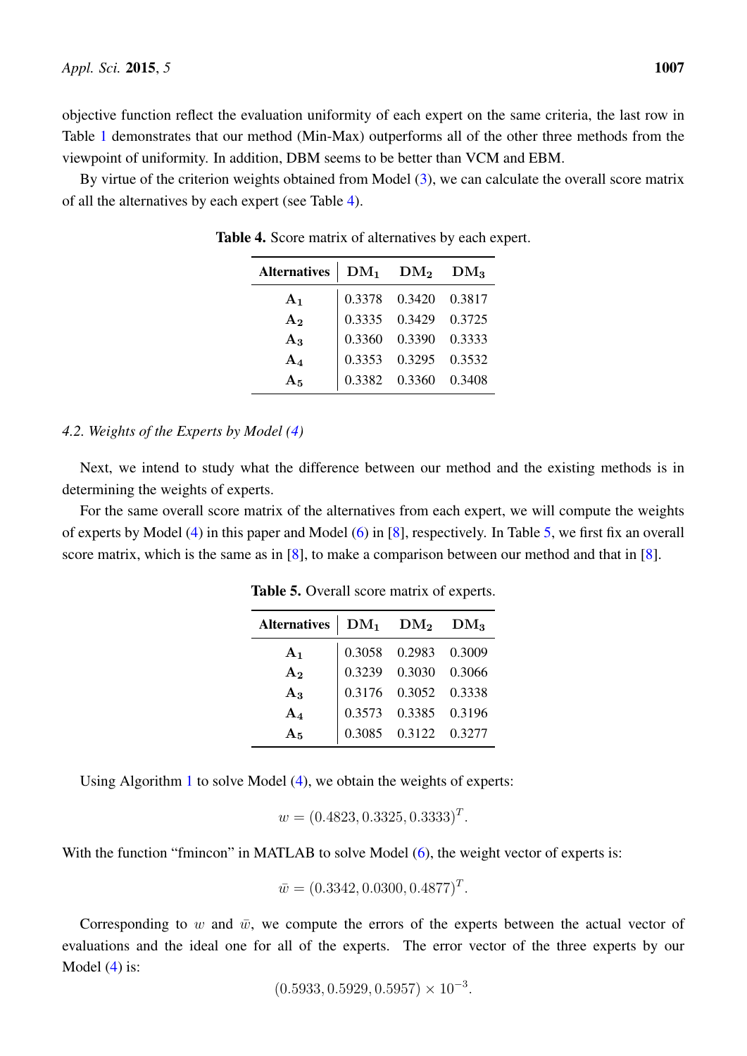objective function reflect the evaluation uniformity of each expert on the same criteria, the last row in Table 1 demonstrates that our method (Min-Max) outperforms all of the other three methods from the viewpoint of uniformity. In addition, DBM seems to be better than VCM and EBM.

By virtue of the criterion weights obtained from Model (3), we can calculate the overall score matrix of all the alternatives by each expert (see Table 4).

**Table 4.** Score matrix of alternatives by each expert.

| Alternatives | $\mathbf{DM_1}$ | $\mathbf{DM_2}$ | $\mathbf{DM_3}$ |
|---|---|---|---|
| $\mathbf{A_1}$ | 0.3378 | 0.3420 | 0.3817 |
| $\mathbf{A_2}$ | 0.3335 | 0.3429 | 0.3725 |
| $\mathbf{A_3}$ | 0.3360 | 0.3390 | 0.3333 |
| $\mathbf{A_4}$ | 0.3353 | 0.3295 | 0.3532 |
| $\mathbf{A_5}$ | 0.3382 | 0.3360 | 0.3408 |

### *4.2. Weights of the Experts by Model (4)*

Next, we intend to study what the difference between our method and the existing methods is in determining the weights of experts.

For the same overall score matrix of the alternatives from each expert, we will compute the weights of experts by Model (4) in this paper and Model (6) in [8], respectively. In Table 5, we first fix an overall score matrix, which is the same as in [8], to make a comparison between our method and that in [8].

**Table 5.** Overall score matrix of experts.

| Alternatives | $\mathbf{DM_1}$ | $\mathbf{DM_2}$ | $\mathbf{DM_3}$ |
|---|---|---|---|
| $\mathbf{A_1}$ | 0.3058 | 0.2983 | 0.3009 |
| $\mathbf{A_2}$ | 0.3239 | 0.3030 | 0.3066 |
| $\mathbf{A_3}$ | 0.3176 | 0.3052 | 0.3338 |
| $\mathbf{A_4}$ | 0.3573 | 0.3385 | 0.3196 |
| $\mathbf{A_5}$ | 0.3085 | 0.3122 | 0.3277 |

Using Algorithm 1 to solve Model (4), we obtain the weights of experts:

$$w = (0.4823, 0.3325, 0.3333)^T.$$

With the function "fmincon" in MATLAB to solve Model (6), the weight vector of experts is:

$$\bar{w} = (0.3342, 0.0300, 0.4877)^T.$$

Corresponding to $w$ and $\bar{w}$, we compute the errors of the experts between the actual vector of evaluations and the ideal one for all of the experts. The error vector of the three experts by our Model (4) is:

$$(0.5933, 0.5929, 0.5957) \times 10^{-3}.$$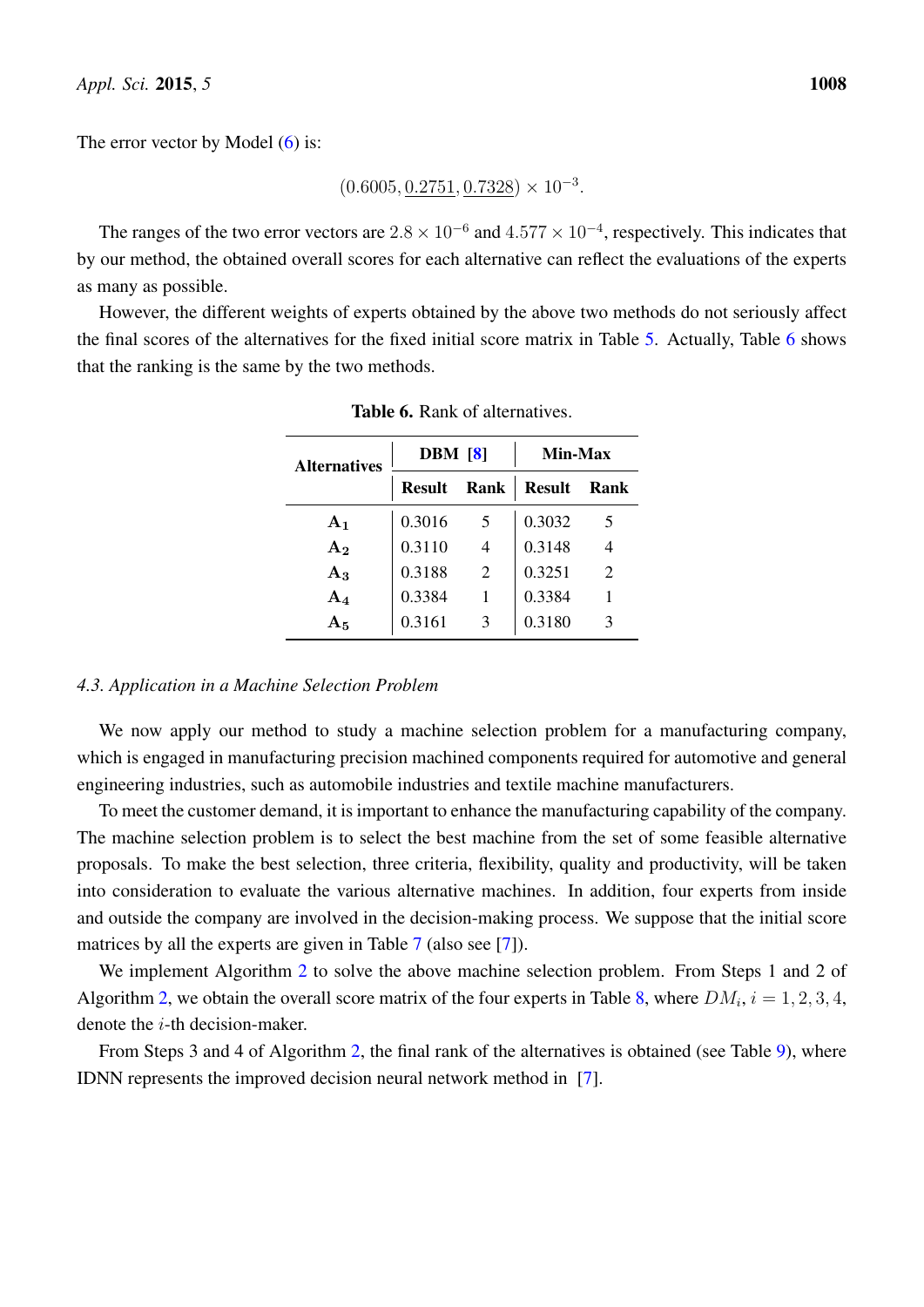The error vector by Model (6) is:

$$(0.6005, \underline{0.2751}, \underline{0.7328}) \times 10^{-3}.$$

The ranges of the two error vectors are $2.8 \times 10^{-6}$ and $4.577 \times 10^{-4}$, respectively. This indicates that by our method, the obtained overall scores for each alternative can reflect the evaluations of the experts as many as possible.

However, the different weights of experts obtained by the above two methods do not seriously affect the final scores of the alternatives for the fixed initial score matrix in Table 5. Actually, Table 6 shows that the ranking is the same by the two methods.

**Table 6.** Rank of alternatives.

| **Alternatives** | **DBM [8]** | | **Min-Max** | |
|---|---|---|---|---|
| | **Result** | **Rank** | **Result** | **Rank** |
| $\mathbf{A_1}$ | 0.3016 | 5 | 0.3032 | 5 |
| $\mathbf{A_2}$ | 0.3110 | 4 | 0.3148 | 4 |
| $\mathbf{A_3}$ | 0.3188 | 2 | 0.3251 | 2 |
| $\mathbf{A_4}$ | 0.3384 | 1 | 0.3384 | 1 |
| $\mathbf{A_5}$ | 0.3161 | 3 | 0.3180 | 3 |

### *4.3. Application in a Machine Selection Problem*

We now apply our method to study a machine selection problem for a manufacturing company, which is engaged in manufacturing precision machined components required for automotive and general engineering industries, such as automobile industries and textile machine manufacturers.

To meet the customer demand, it is important to enhance the manufacturing capability of the company. The machine selection problem is to select the best machine from the set of some feasible alternative proposals. To make the best selection, three criteria, flexibility, quality and productivity, will be taken into consideration to evaluate the various alternative machines. In addition, four experts from inside and outside the company are involved in the decision-making process. We suppose that the initial score matrices by all the experts are given in Table 7 (also see [7]).

We implement Algorithm 2 to solve the above machine selection problem. From Steps 1 and 2 of Algorithm 2, we obtain the overall score matrix of the four experts in Table 8, where $DM_i$, $i = 1, 2, 3, 4$, denote the $i$-th decision-maker.

From Steps 3 and 4 of Algorithm 2, the final rank of the alternatives is obtained (see Table 9), where IDNN represents the improved decision neural network method in [7].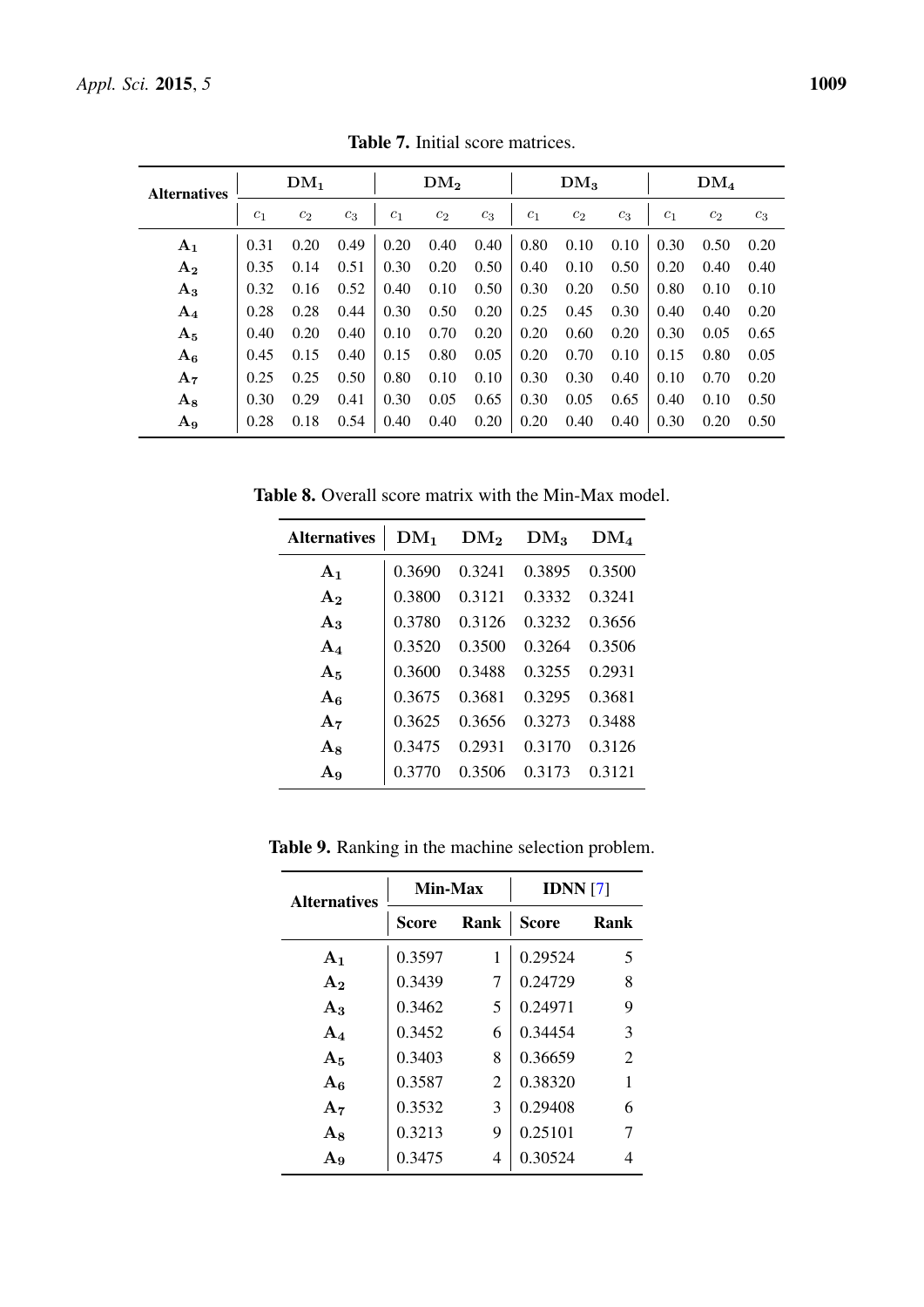**Table 7.** Initial score matrices.

| Alternatives | $\mathbf{DM_1}$ | | | $\mathbf{DM_2}$ | | | $\mathbf{DM_3}$ | | | $\mathbf{DM_4}$ | | |
|---|---|---|---|---|---|---|---|---|---|---|---|---|
| | $c_1$ | $c_2$ | $c_3$ | $c_1$ | $c_2$ | $c_3$ | $c_1$ | $c_2$ | $c_3$ | $c_1$ | $c_2$ | $c_3$ |
| $\mathbf{A_1}$ | 0.31 | 0.20 | 0.49 | 0.20 | 0.40 | 0.40 | 0.80 | 0.10 | 0.10 | 0.30 | 0.50 | 0.20 |
| $\mathbf{A_2}$ | 0.35 | 0.14 | 0.51 | 0.30 | 0.20 | 0.50 | 0.40 | 0.10 | 0.50 | 0.20 | 0.40 | 0.40 |
| $\mathbf{A_3}$ | 0.32 | 0.16 | 0.52 | 0.40 | 0.10 | 0.50 | 0.30 | 0.20 | 0.50 | 0.80 | 0.10 | 0.10 |
| $\mathbf{A_4}$ | 0.28 | 0.28 | 0.44 | 0.30 | 0.50 | 0.20 | 0.25 | 0.45 | 0.30 | 0.40 | 0.40 | 0.20 |
| $\mathbf{A_5}$ | 0.40 | 0.20 | 0.40 | 0.10 | 0.70 | 0.20 | 0.20 | 0.60 | 0.20 | 0.30 | 0.05 | 0.65 |
| $\mathbf{A_6}$ | 0.45 | 0.15 | 0.40 | 0.15 | 0.80 | 0.05 | 0.20 | 0.70 | 0.10 | 0.15 | 0.80 | 0.05 |
| $\mathbf{A_7}$ | 0.25 | 0.25 | 0.50 | 0.80 | 0.10 | 0.10 | 0.30 | 0.30 | 0.40 | 0.10 | 0.70 | 0.20 |
| $\mathbf{A_8}$ | 0.30 | 0.29 | 0.41 | 0.30 | 0.05 | 0.65 | 0.30 | 0.05 | 0.65 | 0.40 | 0.10 | 0.50 |
| $\mathbf{A_9}$ | 0.28 | 0.18 | 0.54 | 0.40 | 0.40 | 0.20 | 0.20 | 0.40 | 0.40 | 0.30 | 0.20 | 0.50 |

**Table 8.** Overall score matrix with the Min-Max model.

| Alternatives | $\mathbf{DM_1}$ | $\mathbf{DM_2}$ | $\mathbf{DM_3}$ | $\mathbf{DM_4}$ |
|---|---|---|---|---|
| $\mathbf{A_1}$ | 0.3690 | 0.3241 | 0.3895 | 0.3500 |
| $\mathbf{A_2}$ | 0.3800 | 0.3121 | 0.3332 | 0.3241 |
| $\mathbf{A_3}$ | 0.3780 | 0.3126 | 0.3232 | 0.3656 |
| $\mathbf{A_4}$ | 0.3520 | 0.3500 | 0.3264 | 0.3506 |
| $\mathbf{A_5}$ | 0.3600 | 0.3488 | 0.3255 | 0.2931 |
| $\mathbf{A_6}$ | 0.3675 | 0.3681 | 0.3295 | 0.3681 |
| $\mathbf{A_7}$ | 0.3625 | 0.3656 | 0.3273 | 0.3488 |
| $\mathbf{A_8}$ | 0.3475 | 0.2931 | 0.3170 | 0.3126 |
| $\mathbf{A_9}$ | 0.3770 | 0.3506 | 0.3173 | 0.3121 |

**Table 9.** Ranking in the machine selection problem.

| Alternatives | **Min-Max** | | **IDNN** [7] | |
|---|---|---|---|---|
| | **Score** | **Rank** | **Score** | **Rank** |
| $\mathbf{A_1}$ | 0.3597 | 1 | 0.29524 | 5 |
| $\mathbf{A_2}$ | 0.3439 | 7 | 0.24729 | 8 |
| $\mathbf{A_3}$ | 0.3462 | 5 | 0.24971 | 9 |
| $\mathbf{A_4}$ | 0.3452 | 6 | 0.34454 | 3 |
| $\mathbf{A_5}$ | 0.3403 | 8 | 0.36659 | 2 |
| $\mathbf{A_6}$ | 0.3587 | 2 | 0.38320 | 1 |
| $\mathbf{A_7}$ | 0.3532 | 3 | 0.29408 | 6 |
| $\mathbf{A_8}$ | 0.3213 | 9 | 0.25101 | 7 |
| $\mathbf{A_9}$ | 0.3475 | 4 | 0.30524 | 4 |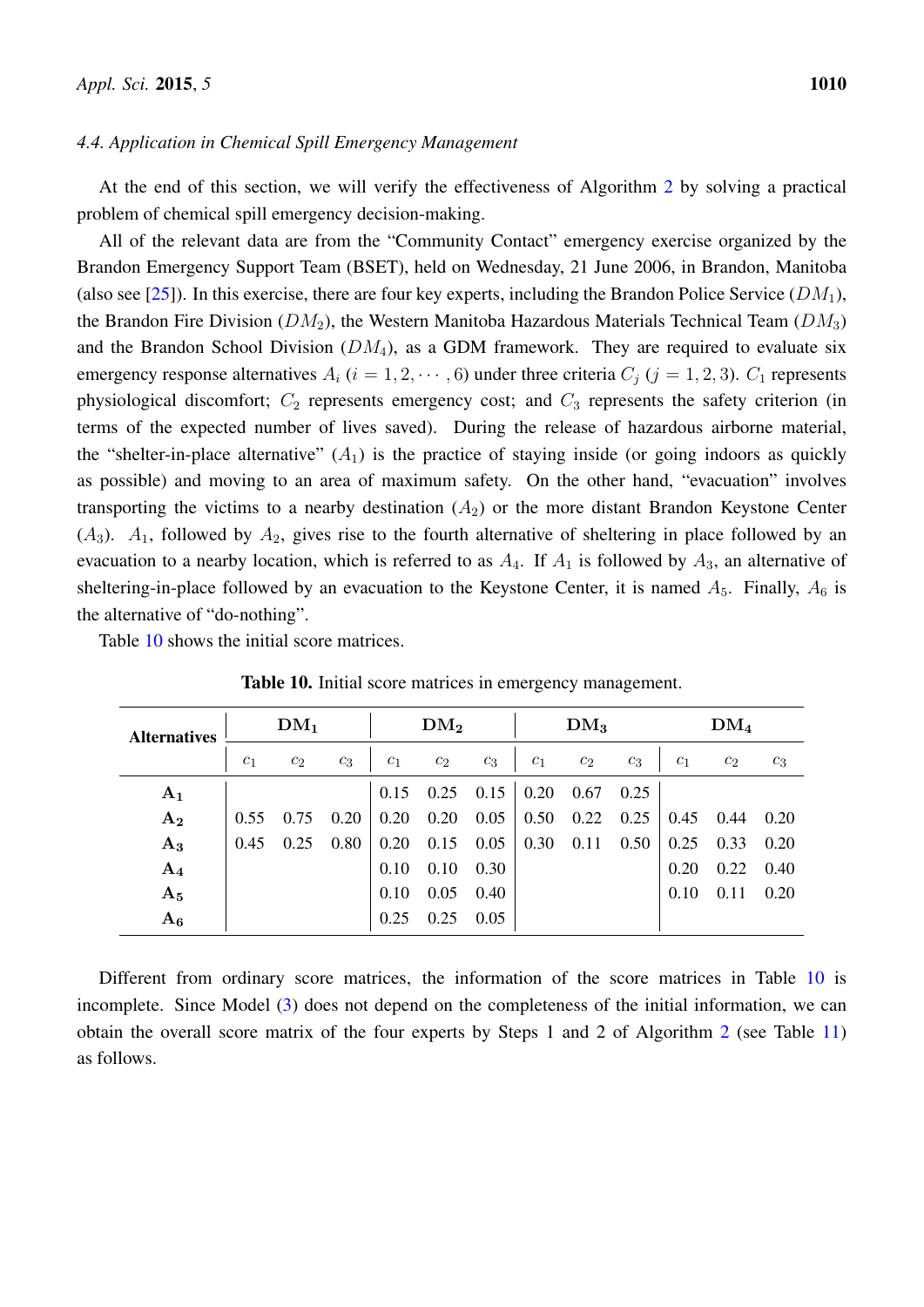### 4.4. Application in Chemical Spill Emergency Management

At the end of this section, we will verify the effectiveness of Algorithm 2 by solving a practical problem of chemical spill emergency decision-making.

All of the relevant data are from the "Community Contact" emergency exercise organized by the Brandon Emergency Support Team (BSET), held on Wednesday, 21 June 2006, in Brandon, Manitoba (also see [25]). In this exercise, there are four key experts, including the Brandon Police Service ($DM_1$), the Brandon Fire Division ($DM_2$), the Western Manitoba Hazardous Materials Technical Team ($DM_3$) and the Brandon School Division ($DM_4$), as a GDM framework. They are required to evaluate six emergency response alternatives $A_i$ ($i = 1, 2, \cdots, 6$) under three criteria $C_j$ ($j = 1, 2, 3$). $C_1$ represents physiological discomfort; $C_2$ represents emergency cost; and $C_3$ represents the safety criterion (in terms of the expected number of lives saved). During the release of hazardous airborne material, the "shelter-in-place alternative" ($A_1$) is the practice of staying inside (or going indoors as quickly as possible) and moving to an area of maximum safety. On the other hand, "evacuation" involves transporting the victims to a nearby destination ($A_2$) or the more distant Brandon Keystone Center ($A_3$). $A_1$, followed by $A_2$, gives rise to the fourth alternative of sheltering in place followed by an evacuation to a nearby location, which is referred to as $A_4$. If $A_1$ is followed by $A_3$, an alternative of sheltering-in-place followed by an evacuation to the Keystone Center, it is named $A_5$. Finally, $A_6$ is the alternative of "do-nothing".

Table 10 shows the initial score matrices.

**Table 10.** Initial score matrices in emergency management.

| Alternatives | $DM_1$ | | | $DM_2$ | | | $DM_3$ | | | $DM_4$ | | |
|---|---|---|---|---|---|---|---|---|---|---|---|---|
| | $c_1$ | $c_2$ | $c_3$ | $c_1$ | $c_2$ | $c_3$ | $c_1$ | $c_2$ | $c_3$ | $c_1$ | $c_2$ | $c_3$ |
| $A_1$ | | | | 0.15 | 0.25 | 0.15 | 0.20 | 0.67 | 0.25 | | | |
| $A_2$ | 0.55 | 0.75 | 0.20 | 0.20 | 0.20 | 0.05 | 0.50 | 0.22 | 0.25 | 0.45 | 0.44 | 0.20 |
| $A_3$ | 0.45 | 0.25 | 0.80 | 0.20 | 0.15 | 0.05 | 0.30 | 0.11 | 0.50 | 0.25 | 0.33 | 0.20 |
| $A_4$ | | | | 0.10 | 0.10 | 0.30 | | | | 0.20 | 0.22 | 0.40 |
| $A_5$ | | | | 0.10 | 0.05 | 0.40 | | | | 0.10 | 0.11 | 0.20 |
| $A_6$ | | | | 0.25 | 0.25 | 0.05 | | | | | | |

Different from ordinary score matrices, the information of the score matrices in Table 10 is incomplete. Since Model (3) does not depend on the completeness of the initial information, we can obtain the overall score matrix of the four experts by Steps 1 and 2 of Algorithm 2 (see Table 11) as follows.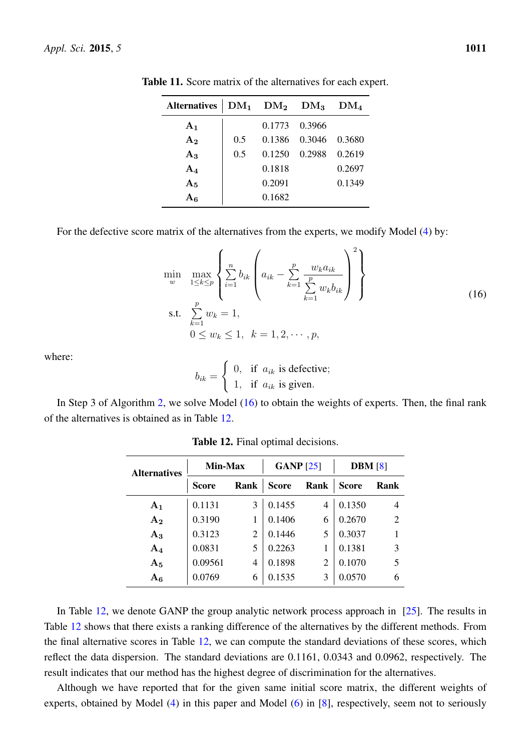**Table 11.** Score matrix of the alternatives for each expert.

| Alternatives | $DM_1$ | $DM_2$ | $DM_3$ | $DM_4$ |
|---|---|---|---|---|
| $A_1$ | | 0.1773 | 0.3966 | |
| $A_2$ | 0.5 | 0.1386 | 0.3046 | 0.3680 |
| $A_3$ | 0.5 | 0.1250 | 0.2988 | 0.2619 |
| $A_4$ | | 0.1818 | | 0.2697 |
| $A_5$ | | 0.2091 | | 0.1349 |
| $A_6$ | | 0.1682 | | |

For the defective score matrix of the alternatives from the experts, we modify Model (4) by:

$$
\begin{aligned}
\min_{w} \quad & \max_{1 \leq k \leq p} \left\{ \sum_{i=1}^{n} b_{ik} \left( a_{ik} - \sum_{k=1}^{p} \frac{w_k a_{ik}}{\sum\limits_{k=1}^{p} w_k b_{ik}} \right)^2 \right\} \\
\text{s.t.} \quad & \sum_{k=1}^{p} w_k = 1, \\
& 0 \leq w_k \leq 1, \quad k = 1, 2, \cdots, p,
\end{aligned}
\tag{16}
$$

where:

$$
b_{ik} = \begin{cases} 0, & \text{if } a_{ik} \text{ is defective;} \\ 1, & \text{if } a_{ik} \text{ is given.} \end{cases}
$$

In Step 3 of Algorithm 2, we solve Model (16) to obtain the weights of experts. Then, the final rank of the alternatives is obtained as in Table 12.

**Table 12.** Final optimal decisions.

| Alternatives | Min-Max | | GANP [25] | | DBM [8] | |
|---|---|---|---|---|---|---|
| | Score | Rank | Score | Rank | Score | Rank |
| $A_1$ | 0.1131 | 3 | 0.1455 | 4 | 0.1350 | 4 |
| $A_2$ | 0.3190 | 1 | 0.1406 | 6 | 0.2670 | 2 |
| $A_3$ | 0.3123 | 2 | 0.1446 | 5 | 0.3037 | 1 |
| $A_4$ | 0.0831 | 5 | 0.2263 | 1 | 0.1381 | 3 |
| $A_5$ | 0.09561 | 4 | 0.1898 | 2 | 0.1070 | 5 |
| $A_6$ | 0.0769 | 6 | 0.1535 | 3 | 0.0570 | 6 |

In Table 12, we denote GANP the group analytic network process approach in [25]. The results in Table 12 shows that there exists a ranking difference of the alternatives by the different methods. From the final alternative scores in Table 12, we can compute the standard deviations of these scores, which reflect the data dispersion. The standard deviations are 0.1161, 0.0343 and 0.0962, respectively. The result indicates that our method has the highest degree of discrimination for the alternatives.

Although we have reported that for the given same initial score matrix, the different weights of experts, obtained by Model (4) in this paper and Model (6) in [8], respectively, seem not to seriously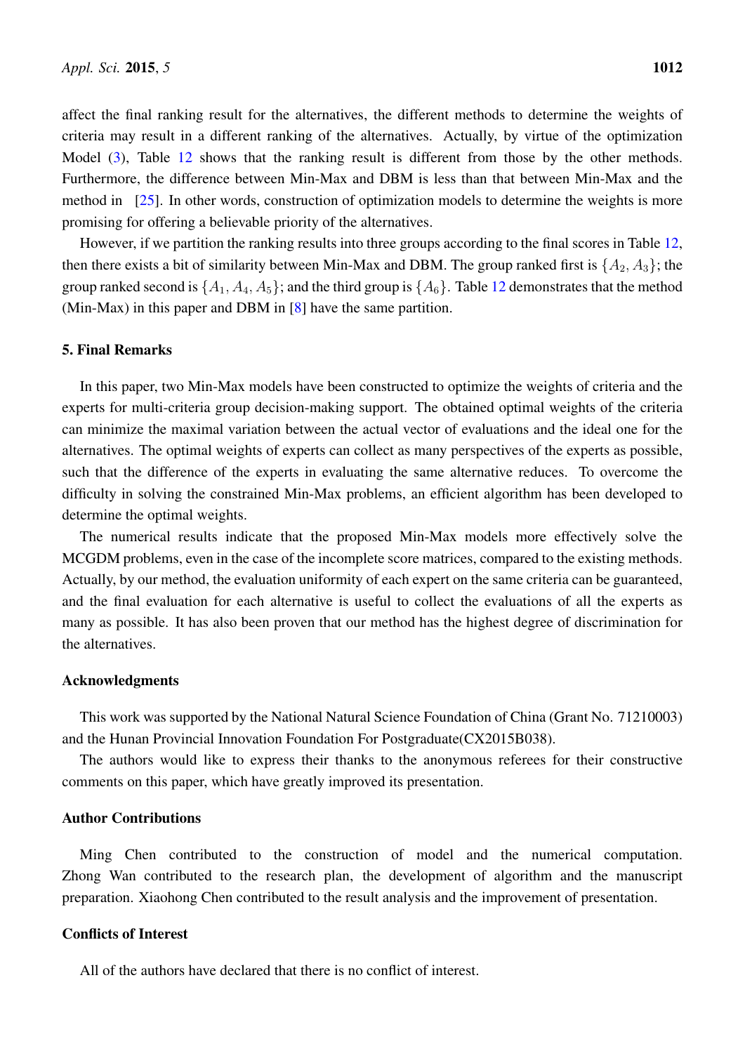affect the final ranking result for the alternatives, the different methods to determine the weights of criteria may result in a different ranking of the alternatives. Actually, by virtue of the optimization Model (3), Table 12 shows that the ranking result is different from those by the other methods. Furthermore, the difference between Min-Max and DBM is less than that between Min-Max and the method in [25]. In other words, construction of optimization models to determine the weights is more promising for offering a believable priority of the alternatives.

However, if we partition the ranking results into three groups according to the final scores in Table 12, then there exists a bit of similarity between Min-Max and DBM. The group ranked first is $\{A_2, A_3\}$; the group ranked second is $\{A_1, A_4, A_5\}$; and the third group is $\{A_6\}$. Table 12 demonstrates that the method (Min-Max) in this paper and DBM in [8] have the same partition.

## 5. Final Remarks

In this paper, two Min-Max models have been constructed to optimize the weights of criteria and the experts for multi-criteria group decision-making support. The obtained optimal weights of the criteria can minimize the maximal variation between the actual vector of evaluations and the ideal one for the alternatives. The optimal weights of experts can collect as many perspectives of the experts as possible, such that the difference of the experts in evaluating the same alternative reduces. To overcome the difficulty in solving the constrained Min-Max problems, an efficient algorithm has been developed to determine the optimal weights.

The numerical results indicate that the proposed Min-Max models more effectively solve the MCGDM problems, even in the case of the incomplete score matrices, compared to the existing methods. Actually, by our method, the evaluation uniformity of each expert on the same criteria can be guaranteed, and the final evaluation for each alternative is useful to collect the evaluations of all the experts as many as possible. It has also been proven that our method has the highest degree of discrimination for the alternatives.

## Acknowledgments

This work was supported by the National Natural Science Foundation of China (Grant No. 71210003) and the Hunan Provincial Innovation Foundation For Postgraduate(CX2015B038).

The authors would like to express their thanks to the anonymous referees for their constructive comments on this paper, which have greatly improved its presentation.

## Author Contributions

Ming Chen contributed to the construction of model and the numerical computation. Zhong Wan contributed to the research plan, the development of algorithm and the manuscript preparation. Xiaohong Chen contributed to the result analysis and the improvement of presentation.

## Conflicts of Interest

All of the authors have declared that there is no conflict of interest.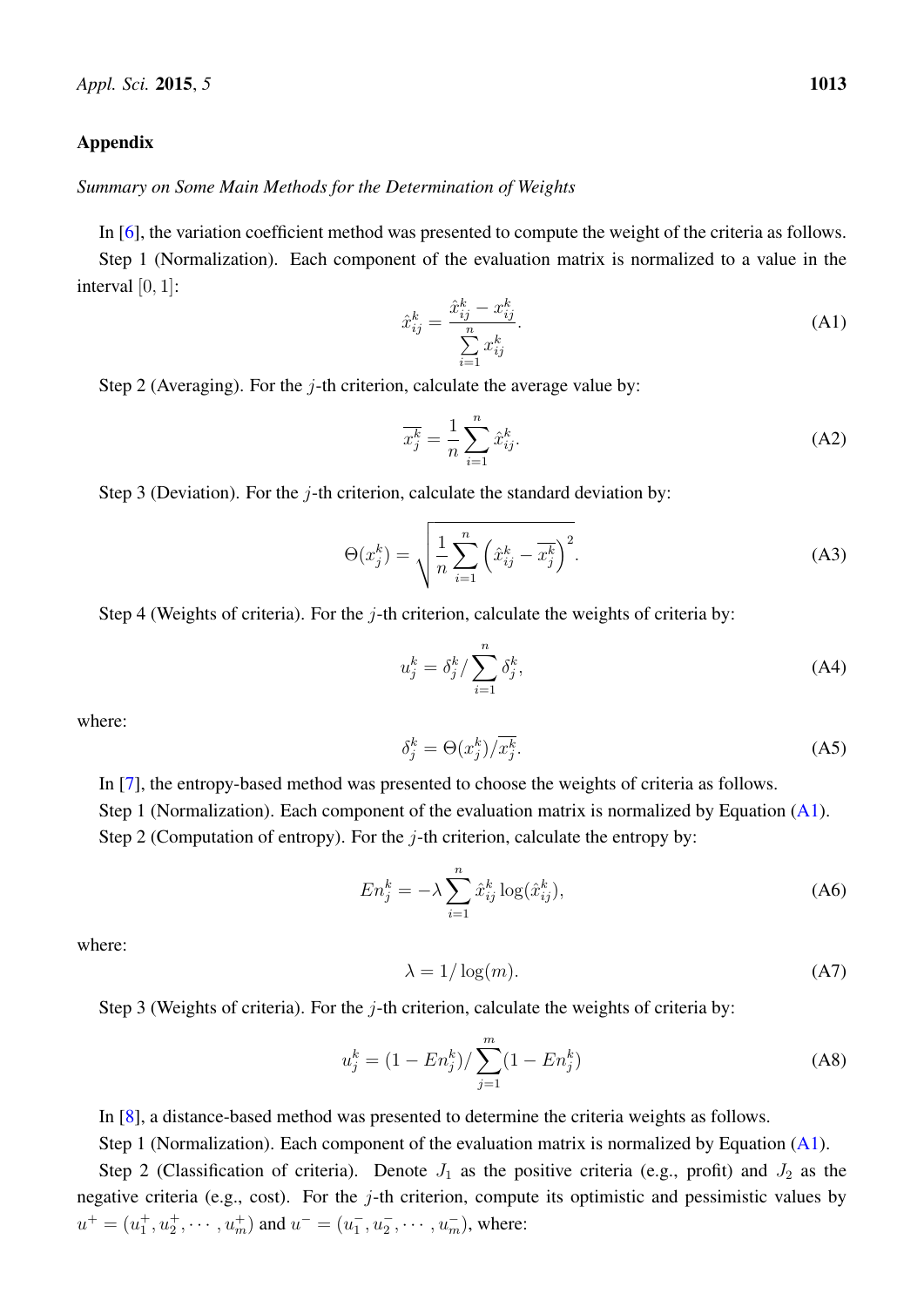## Appendix

*Summary on Some Main Methods for the Determination of Weights*

In [6], the variation coefficient method was presented to compute the weight of the criteria as follows.

Step 1 (Normalization). Each component of the evaluation matrix is normalized to a value in the interval $[0, 1]$:

$$\hat{x}_{ij}^{k} = \frac{\hat{x}_{ij}^{k} - x_{ij}^{k}}{\sum_{i=1}^{n} x_{ij}^{k}}. \tag{A1}$$

Step 2 (Averaging). For the $j$-th criterion, calculate the average value by:

$$\overline{x_j^k} = \frac{1}{n}\sum_{i=1}^{n} \hat{x}_{ij}^{k}. \tag{A2}$$

Step 3 (Deviation). For the $j$-th criterion, calculate the standard deviation by:

$$\Theta(x_j^k) = \sqrt{\frac{1}{n}\sum_{i=1}^{n}\left(\hat{x}_{ij}^{k} - \overline{x_j^k}\right)^2}. \tag{A3}$$

Step 4 (Weights of criteria). For the $j$-th criterion, calculate the weights of criteria by:

$$u_j^k = \delta_j^k / \sum_{i=1}^{n} \delta_j^k, \tag{A4}$$

where:

$$\delta_j^k = \Theta(x_j^k) / \overline{x_j^k}. \tag{A5}$$

In [7], the entropy-based method was presented to choose the weights of criteria as follows.

Step 1 (Normalization). Each component of the evaluation matrix is normalized by Equation (A1).

Step 2 (Computation of entropy). For the $j$-th criterion, calculate the entropy by:

$$En_j^k = -\lambda \sum_{i=1}^{n} \hat{x}_{ij}^{k} \log(\hat{x}_{ij}^{k}), \tag{A6}$$

where:

$$\lambda = 1/\log(m). \tag{A7}$$

Step 3 (Weights of criteria). For the $j$-th criterion, calculate the weights of criteria by:

$$u_j^k = (1 - En_j^k) / \sum_{j=1}^{m} (1 - En_j^k) \tag{A8}$$

In [8], a distance-based method was presented to determine the criteria weights as follows.

Step 1 (Normalization). Each component of the evaluation matrix is normalized by Equation (A1).

Step 2 (Classification of criteria). Denote $J_1$ as the positive criteria (e.g., profit) and $J_2$ as the negative criteria (e.g., cost). For the $j$-th criterion, compute its optimistic and pessimistic values by $u^+ = (u_1^+, u_2^+, \cdots, u_m^+)$ and $u^- = (u_1^-, u_2^-, \cdots, u_m^-)$, where: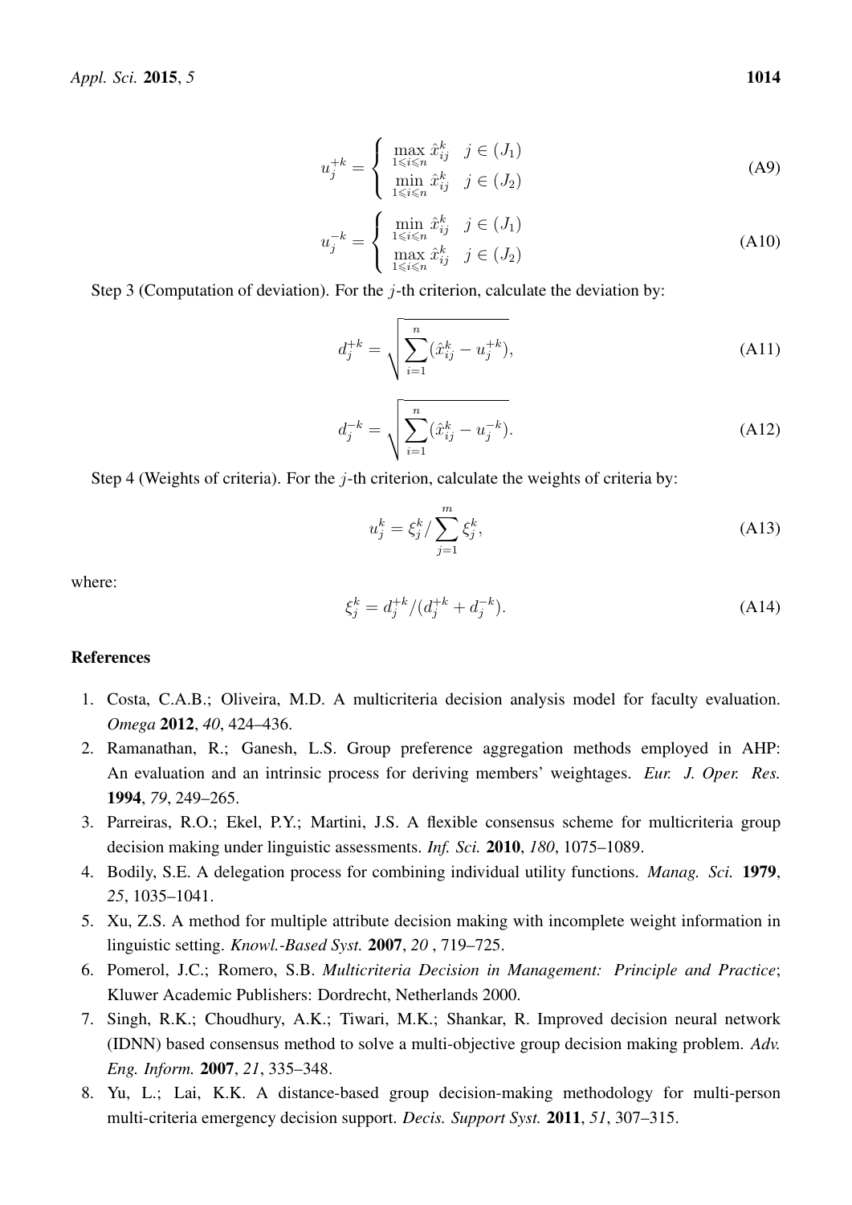$$u_j^{+k} = \begin{cases} \max\limits_{1 \leqslant i \leqslant n} \hat{x}_{ij}^k & j \in (J_1) \\ \min\limits_{1 \leqslant i \leqslant n} \hat{x}_{ij}^k & j \in (J_2) \end{cases} \tag{A9}$$

$$u_j^{-k} = \begin{cases} \min\limits_{1 \leqslant i \leqslant n} \hat{x}_{ij}^k & j \in (J_1) \\ \max\limits_{1 \leqslant i \leqslant n} \hat{x}_{ij}^k & j \in (J_2) \end{cases} \tag{A10}$$

Step 3 (Computation of deviation). For the $j$-th criterion, calculate the deviation by:

$$d_j^{+k} = \sqrt{\sum_{i=1}^{n} (\hat{x}_{ij}^k - u_j^{+k})}, \tag{A11}$$

$$d_j^{-k} = \sqrt{\sum_{i=1}^{n} (\hat{x}_{ij}^k - u_j^{-k})}. \tag{A12}$$

Step 4 (Weights of criteria). For the $j$-th criterion, calculate the weights of criteria by:

$$u_j^k = \xi_j^k / \sum_{j=1}^{m} \xi_j^k, \tag{A13}$$

where:

$$\xi_j^k = d_j^{+k} / (d_j^{+k} + d_j^{-k}). \tag{A14}$$

## References

1. Costa, C.A.B.; Oliveira, M.D. A multicriteria decision analysis model for faculty evaluation. *Omega* **2012**, *40*, 424–436.
2. Ramanathan, R.; Ganesh, L.S. Group preference aggregation methods employed in AHP: An evaluation and an intrinsic process for deriving members' weightages. *Eur. J. Oper. Res.* **1994**, *79*, 249–265.
3. Parreiras, R.O.; Ekel, P.Y.; Martini, J.S. A flexible consensus scheme for multicriteria group decision making under linguistic assessments. *Inf. Sci.* **2010**, *180*, 1075–1089.
4. Bodily, S.E. A delegation process for combining individual utility functions. *Manag. Sci.* **1979**, *25*, 1035–1041.
5. Xu, Z.S. A method for multiple attribute decision making with incomplete weight information in linguistic setting. *Knowl.-Based Syst.* **2007**, *20* , 719–725.
6. Pomerol, J.C.; Romero, S.B. *Multicriteria Decision in Management: Principle and Practice*; Kluwer Academic Publishers: Dordrecht, Netherlands 2000.
7. Singh, R.K.; Choudhury, A.K.; Tiwari, M.K.; Shankar, R. Improved decision neural network (IDNN) based consensus method to solve a multi-objective group decision making problem. *Adv. Eng. Inform.* **2007**, *21*, 335–348.
8. Yu, L.; Lai, K.K. A distance-based group decision-making methodology for multi-person multi-criteria emergency decision support. *Decis. Support Syst.* **2011**, *51*, 307–315.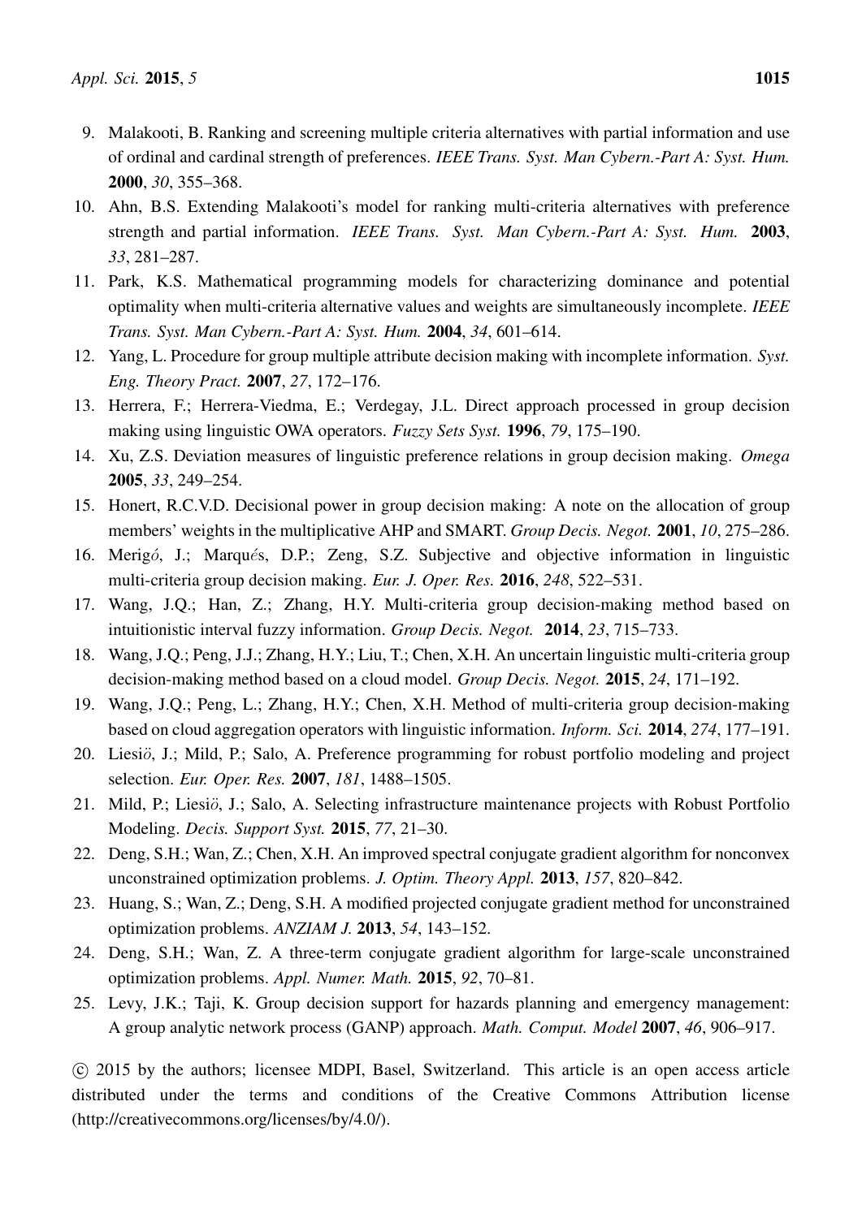9. Malakooti, B. Ranking and screening multiple criteria alternatives with partial information and use of ordinal and cardinal strength of preferences. *IEEE Trans. Syst. Man Cybern.-Part A: Syst. Hum.* **2000**, *30*, 355–368.
10. Ahn, B.S. Extending Malakooti's model for ranking multi-criteria alternatives with preference strength and partial information. *IEEE Trans. Syst. Man Cybern.-Part A: Syst. Hum.* **2003**, *33*, 281–287.
11. Park, K.S. Mathematical programming models for characterizing dominance and potential optimality when multi-criteria alternative values and weights are simultaneously incomplete. *IEEE Trans. Syst. Man Cybern.-Part A: Syst. Hum.* **2004**, *34*, 601–614.
12. Yang, L. Procedure for group multiple attribute decision making with incomplete information. *Syst. Eng. Theory Pract.* **2007**, *27*, 172–176.
13. Herrera, F.; Herrera-Viedma, E.; Verdegay, J.L. Direct approach processed in group decision making using linguistic OWA operators. *Fuzzy Sets Syst.* **1996**, *79*, 175–190.
14. Xu, Z.S. Deviation measures of linguistic preference relations in group decision making. *Omega* **2005**, *33*, 249–254.
15. Honert, R.C.V.D. Decisional power in group decision making: A note on the allocation of group members' weights in the multiplicative AHP and SMART. *Group Decis. Negot.* **2001**, *10*, 275–286.
16. Merigó, J.; Marqués, D.P.; Zeng, S.Z. Subjective and objective information in linguistic multi-criteria group decision making. *Eur. J. Oper. Res.* **2016**, *248*, 522–531.
17. Wang, J.Q.; Han, Z.; Zhang, H.Y. Multi-criteria group decision-making method based on intuitionistic interval fuzzy information. *Group Decis. Negot.* **2014**, *23*, 715–733.
18. Wang, J.Q.; Peng, J.J.; Zhang, H.Y.; Liu, T.; Chen, X.H. An uncertain linguistic multi-criteria group decision-making method based on a cloud model. *Group Decis. Negot.* **2015**, *24*, 171–192.
19. Wang, J.Q.; Peng, L.; Zhang, H.Y.; Chen, X.H. Method of multi-criteria group decision-making based on cloud aggregation operators with linguistic information. *Inform. Sci.* **2014**, *274*, 177–191.
20. Liesiö, J.; Mild, P.; Salo, A. Preference programming for robust portfolio modeling and project selection. *Eur. J. Oper. Res.* **2007**, *181*, 1488–1505.
21. Mild, P.; Liesiö, J.; Salo, A. Selecting infrastructure maintenance projects with Robust Portfolio Modeling. *Decis. Support Syst.* **2015**, *77*, 21–30.
22. Deng, S.H.; Wan, Z.; Chen, X.H. An improved spectral conjugate gradient algorithm for nonconvex unconstrained optimization problems. *J. Optim. Theory Appl.* **2013**, *157*, 820–842.
23. Huang, S.; Wan, Z.; Deng, S.H. A modified projected conjugate gradient method for unconstrained optimization problems. *ANZIAM J.* **2013**, *54*, 143–152.
24. Deng, S.H.; Wan, Z. A three-term conjugate gradient algorithm for large-scale unconstrained optimization problems. *Appl. Numer. Math.* **2015**, *92*, 70–81.
25. Levy, J.K.; Taji, K. Group decision support for hazards planning and emergency management: A group analytic network process (GANP) approach. *Math. Comput. Model* **2007**, *46*, 906–917.

© 2015 by the authors; licensee MDPI, Basel, Switzerland. This article is an open access article distributed under the terms and conditions of the Creative Commons Attribution license (http://creativecommons.org/licenses/by/4.0/).